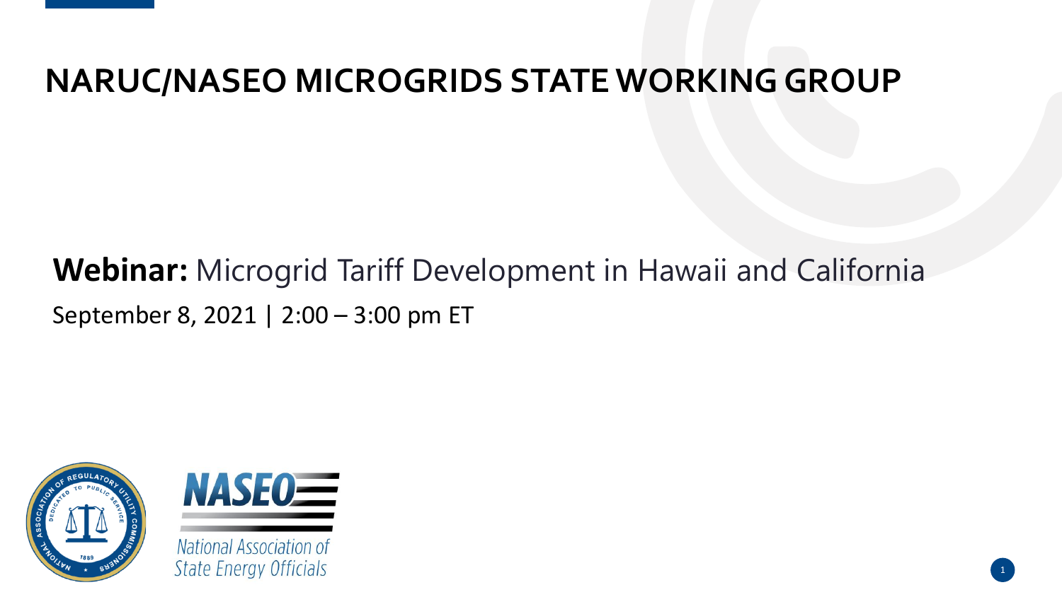# NARUC/NASEO MICROGRIDS STATE WORKING GROUP

**Webinar:** Microgrid Tariff Development in Hawaii and California

September 8, 2021 | 2:00 – 3:00 pm ET

National Association of State Energy Officials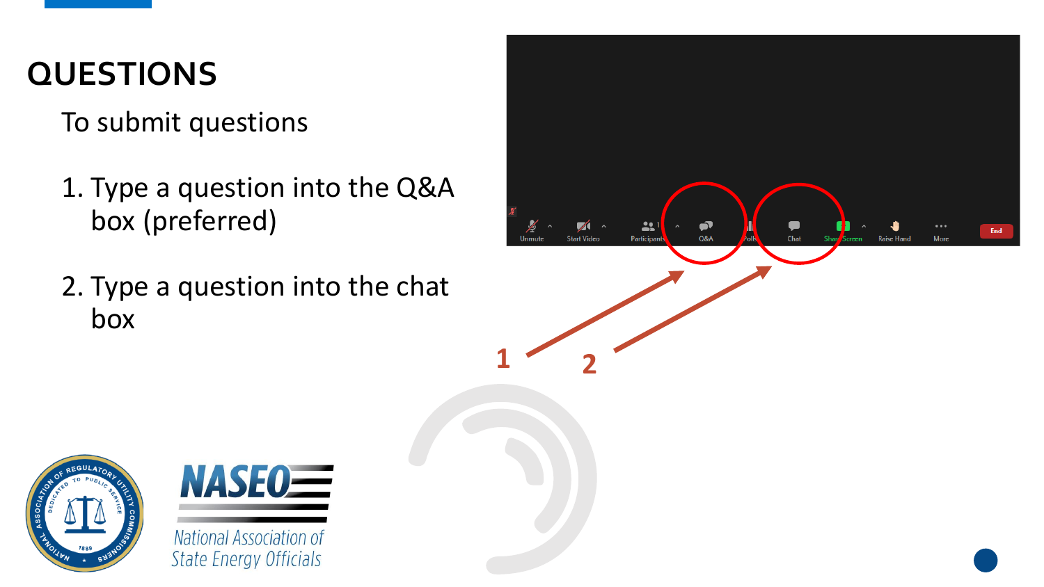# QUESTIONS

To submit questions

1. Type a question into the Q&A box (preferred)

2. Type a question into the chat box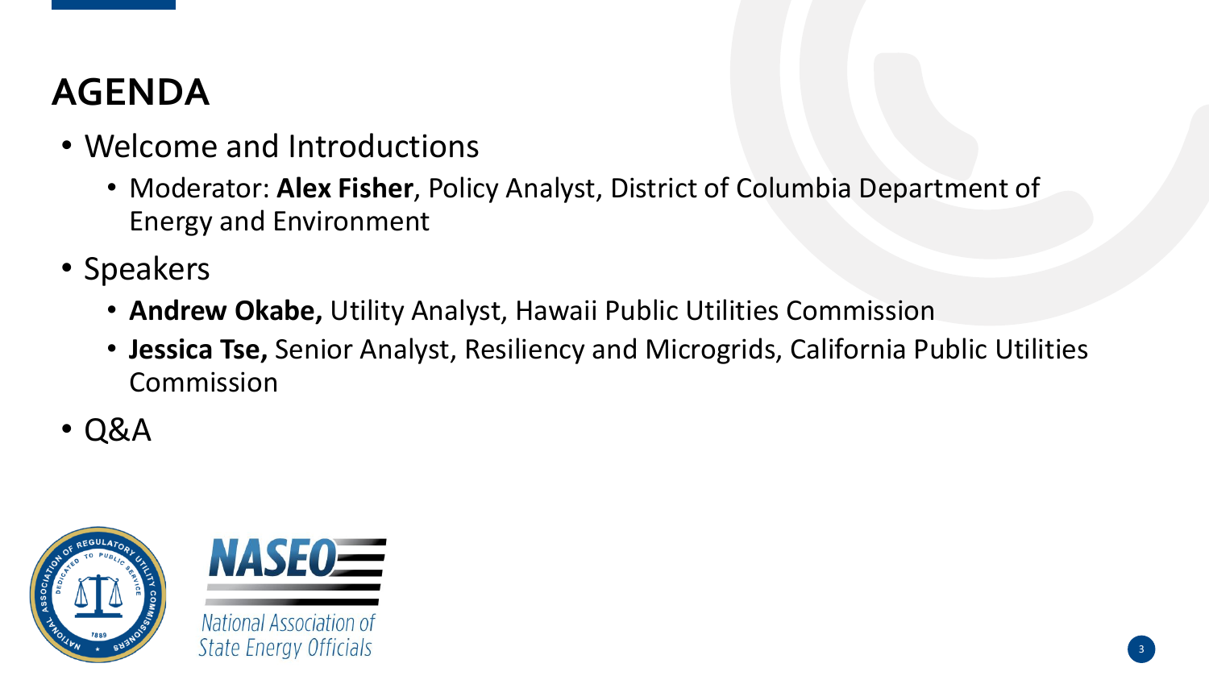# AGENDA

- Welcome and Introductions
  - Moderator: **Alex Fisher**, Policy Analyst, District of Columbia Department of Energy and Environment
- Speakers
  - **Andrew Okabe,** Utility Analyst, Hawaii Public Utilities Commission
  - **Jessica Tse,** Senior Analyst, Resiliency and Microgrids, California Public Utilities Commission
- Q&A

National Association of State Energy Officials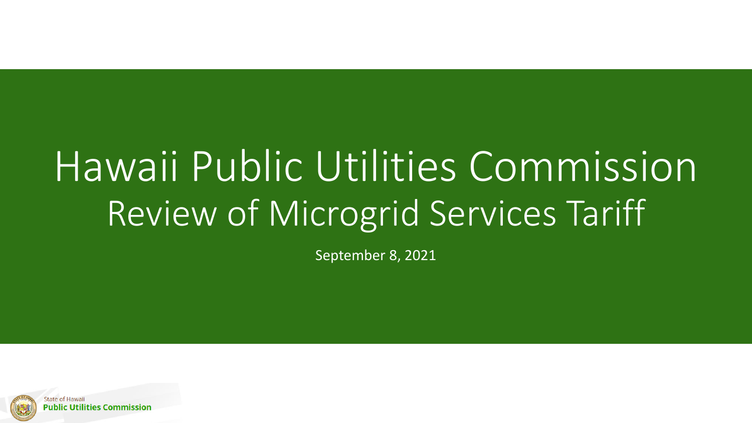# Hawaii Public Utilities Commission

## Review of Microgrid Services Tariff

September 8, 2021

State of Hawaii
**Public Utilities Commission**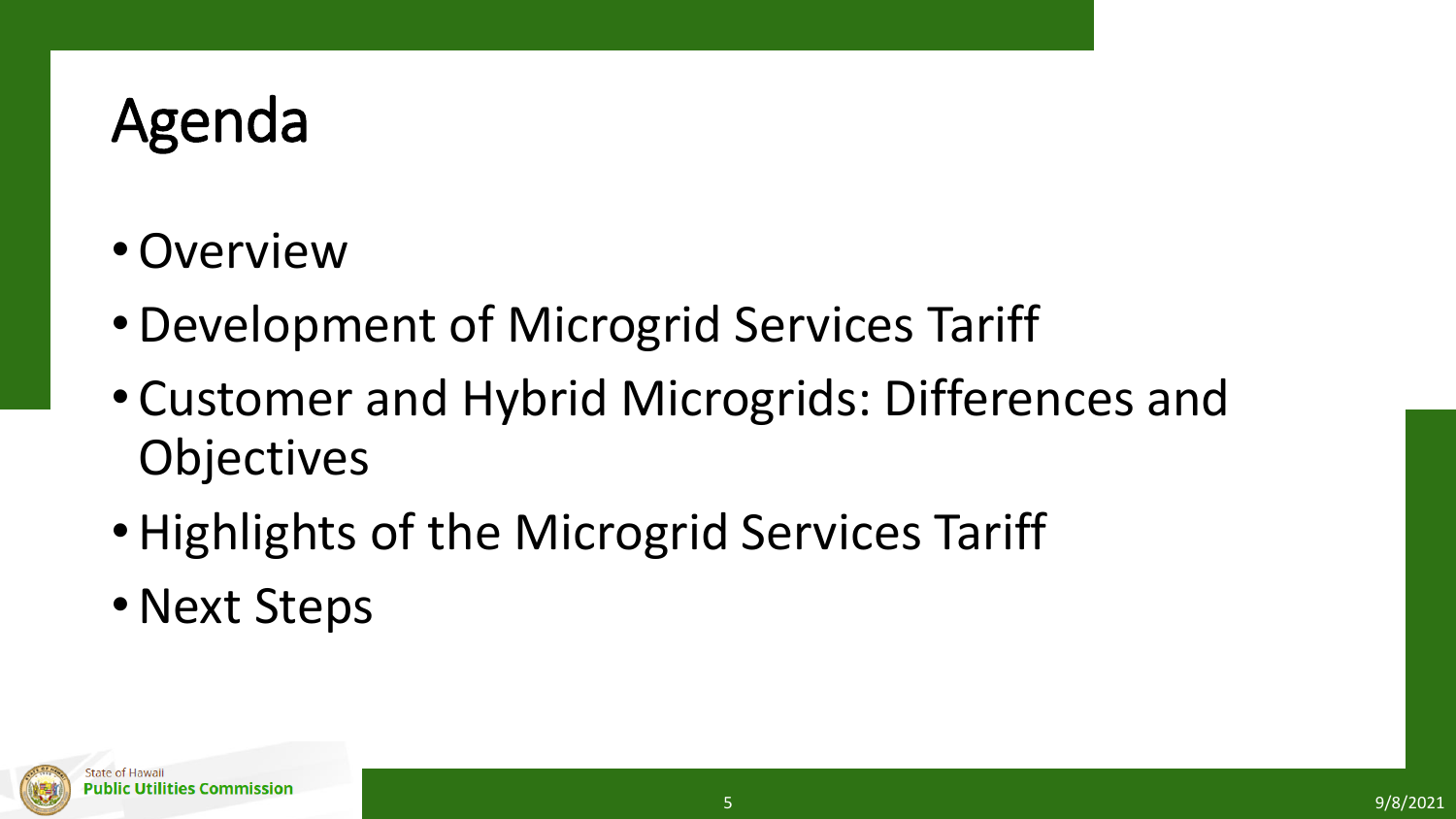# Agenda

- Overview
- Development of Microgrid Services Tariff
- Customer and Hybrid Microgrids: Differences and Objectives
- Highlights of the Microgrid Services Tariff
- Next Steps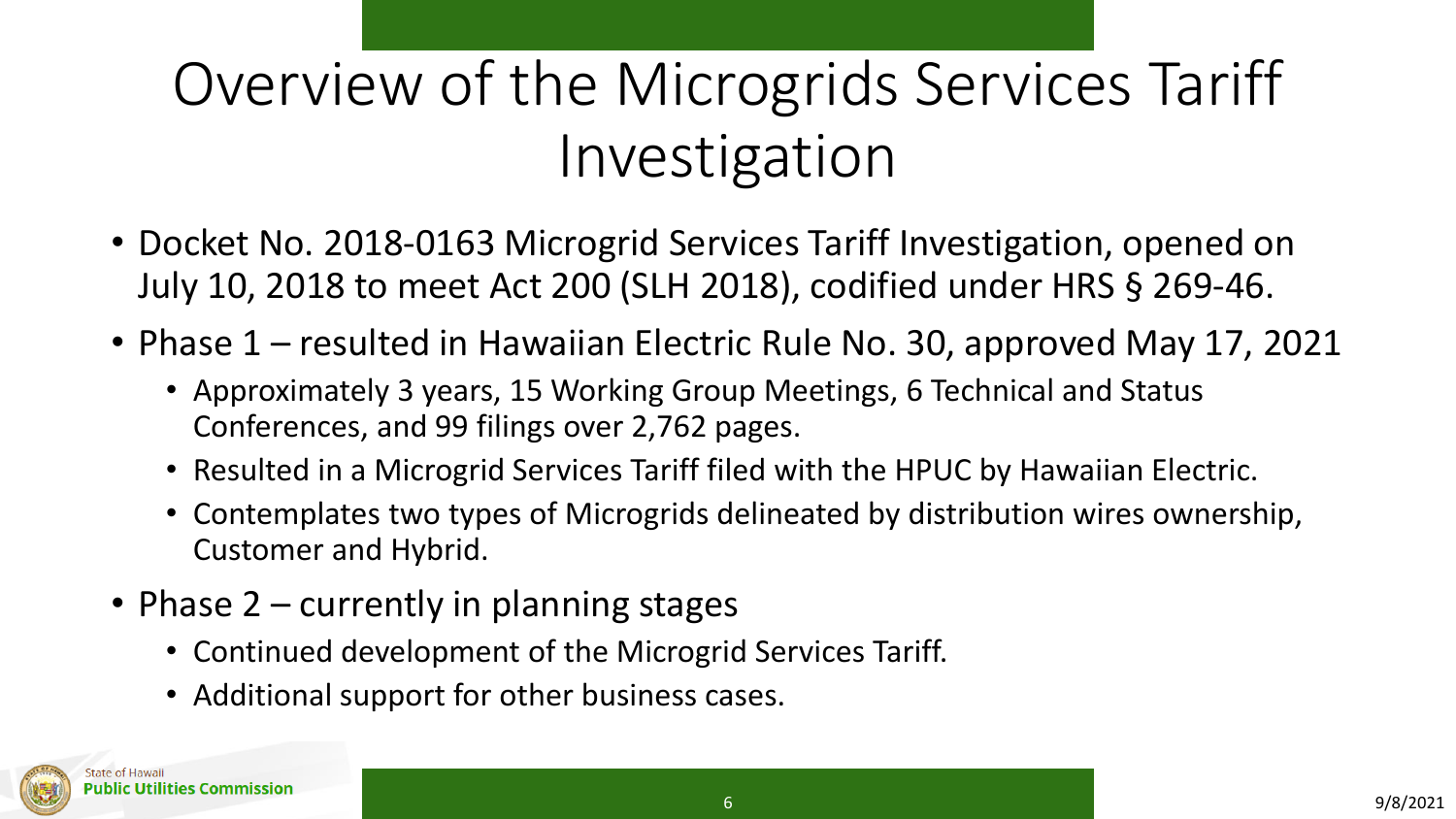# Overview of the Microgrids Services Tariff Investigation

- Docket No. 2018-0163 Microgrid Services Tariff Investigation, opened on July 10, 2018 to meet Act 200 (SLH 2018), codified under HRS § 269-46.
- Phase 1 – resulted in Hawaiian Electric Rule No. 30, approved May 17, 2021
  - Approximately 3 years, 15 Working Group Meetings, 6 Technical and Status Conferences, and 99 filings over 2,762 pages.
  - Resulted in a Microgrid Services Tariff filed with the HPUC by Hawaiian Electric.
  - Contemplates two types of Microgrids delineated by distribution wires ownership, Customer and Hybrid.
- Phase 2 – currently in planning stages
  - Continued development of the Microgrid Services Tariff.
  - Additional support for other business cases.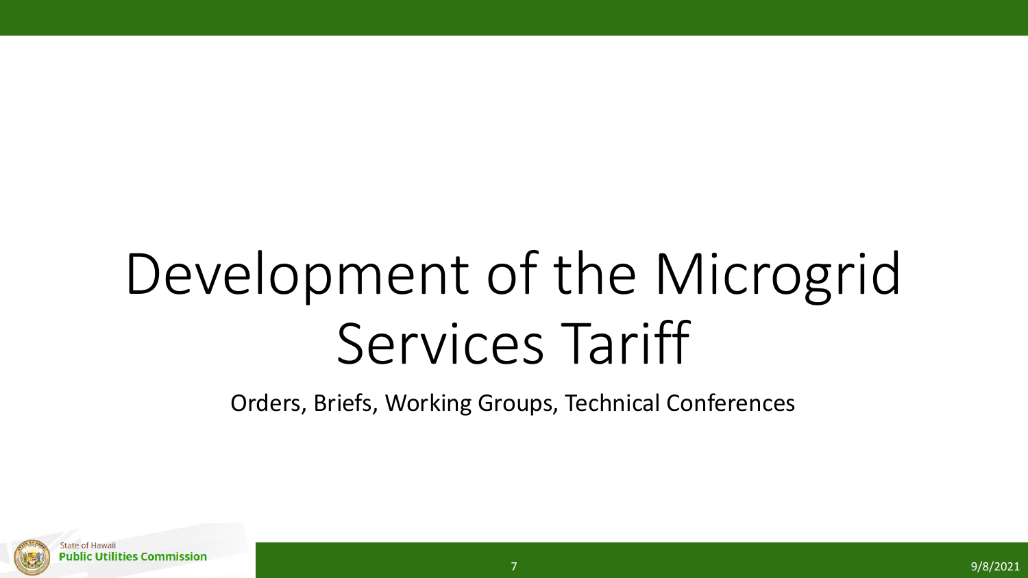# Development of the Microgrid Services Tariff

Orders, Briefs, Working Groups, Technical Conferences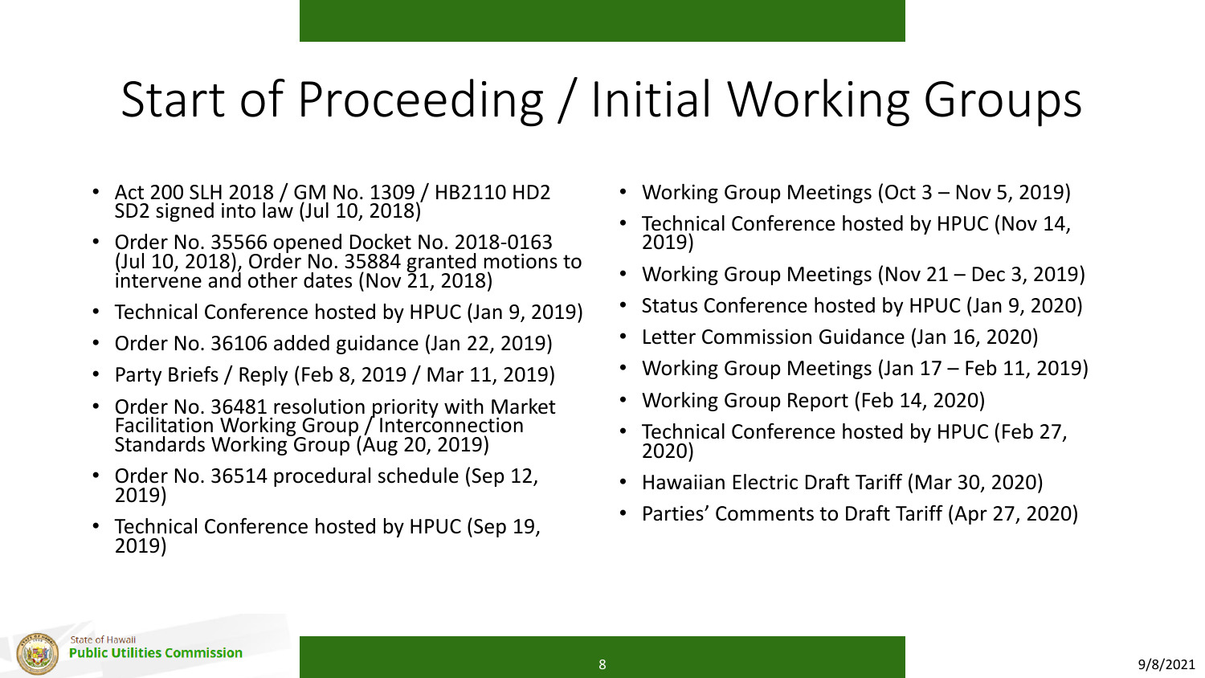# Start of Proceeding / Initial Working Groups

- Act 200 SLH 2018 / GM No. 1309 / HB2110 HD2 SD2 signed into law (Jul 10, 2018)
- Order No. 35566 opened Docket No. 2018-0163 (Jul 10, 2018), Order No. 35884 granted motions to intervene and other dates (Nov 21, 2018)
- Technical Conference hosted by HPUC (Jan 9, 2019)
- Order No. 36106 added guidance (Jan 22, 2019)
- Party Briefs / Reply (Feb 8, 2019 / Mar 11, 2019)
- Order No. 36481 resolution priority with Market Facilitation Working Group / Interconnection Standards Working Group (Aug 20, 2019)
- Order No. 36514 procedural schedule (Sep 12, 2019)
- Technical Conference hosted by HPUC (Sep 19, 2019)
- Working Group Meetings (Oct 3 – Nov 5, 2019)
- Technical Conference hosted by HPUC (Nov 14, 2019)
- Working Group Meetings (Nov 21 – Dec 3, 2019)
- Status Conference hosted by HPUC (Jan 9, 2020)
- Letter Commission Guidance (Jan 16, 2020)
- Working Group Meetings (Jan 17 – Feb 11, 2019)
- Working Group Report (Feb 14, 2020)
- Technical Conference hosted by HPUC (Feb 27, 2020)
- Hawaiian Electric Draft Tariff (Mar 30, 2020)
- Parties' Comments to Draft Tariff (Apr 27, 2020)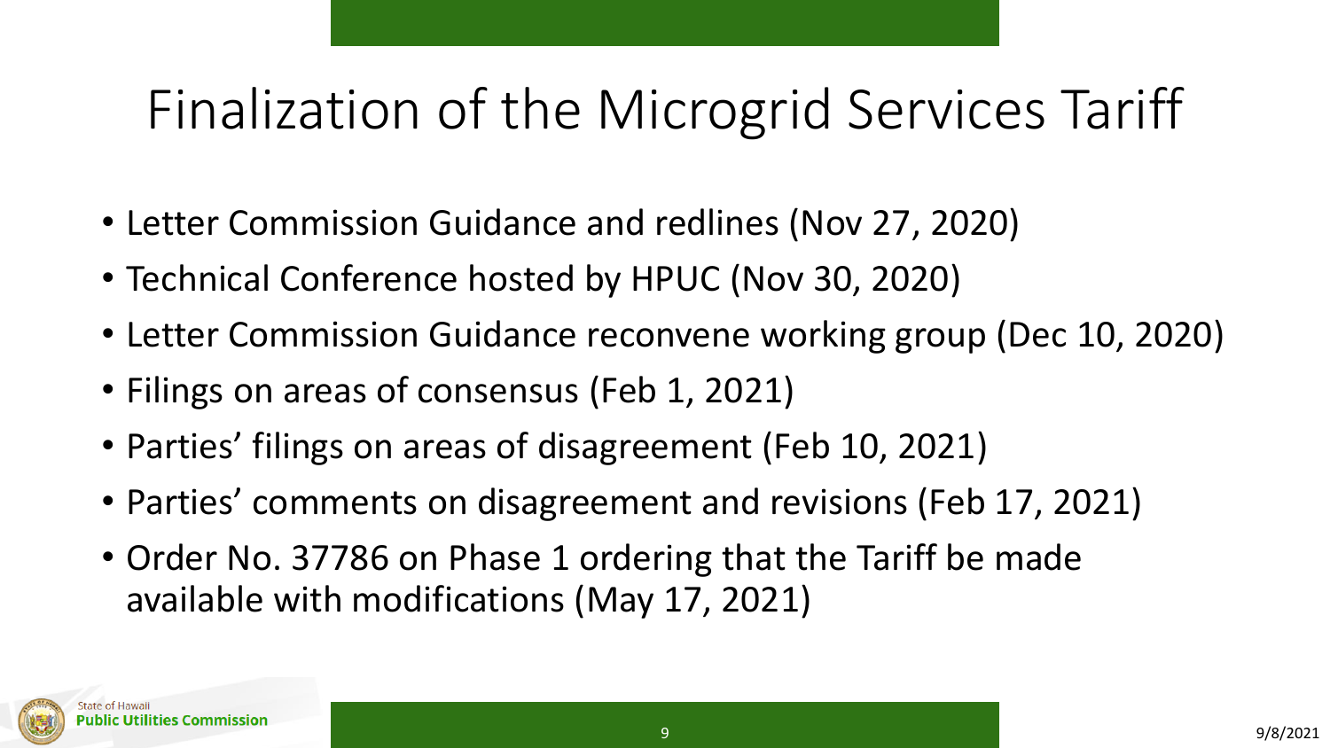# Finalization of the Microgrid Services Tariff

- Letter Commission Guidance and redlines (Nov 27, 2020)
- Technical Conference hosted by HPUC (Nov 30, 2020)
- Letter Commission Guidance reconvene working group (Dec 10, 2020)
- Filings on areas of consensus (Feb 1, 2021)
- Parties' filings on areas of disagreement (Feb 10, 2021)
- Parties' comments on disagreement and revisions (Feb 17, 2021)
- Order No. 37786 on Phase 1 ordering that the Tariff be made available with modifications (May 17, 2021)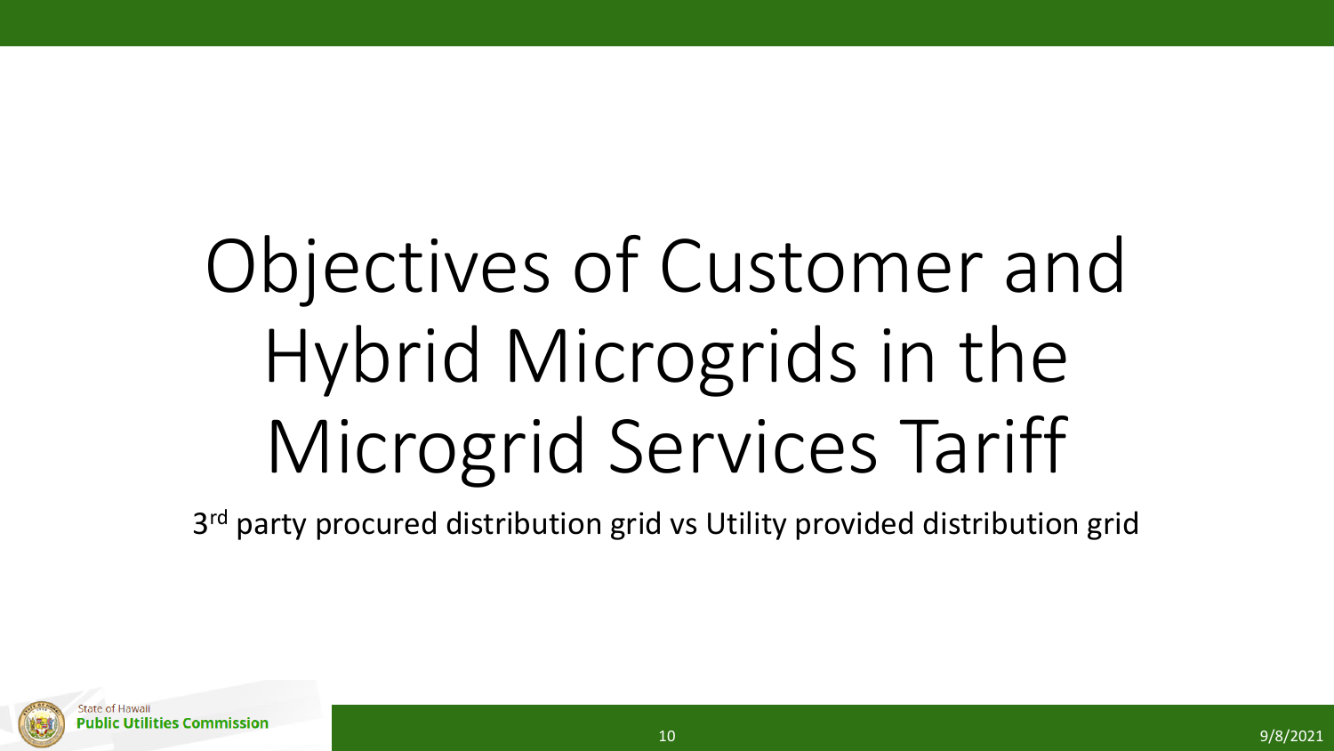# Objectives of Customer and Hybrid Microgrids in the Microgrid Services Tariff

3rd party procured distribution grid vs Utility provided distribution grid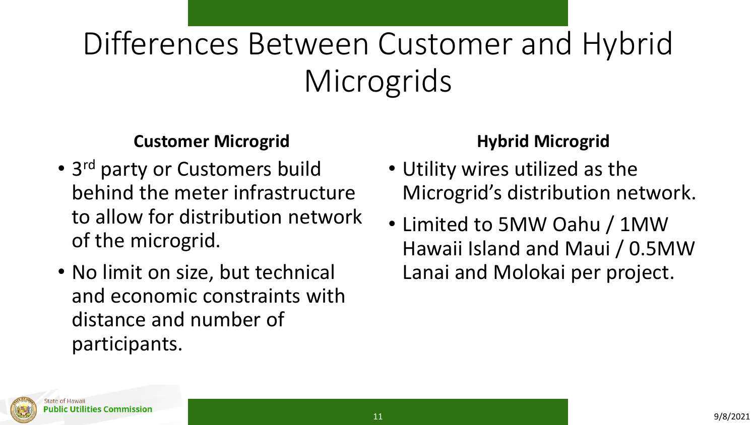# Differences Between Customer and Hybrid Microgrids

## Customer Microgrid

- 3rd party or Customers build behind the meter infrastructure to allow for distribution network of the microgrid.
- No limit on size, but technical and economic constraints with distance and number of participants.

## Hybrid Microgrid

- Utility wires utilized as the Microgrid's distribution network.
- Limited to 5MW Oahu / 1MW Hawaii Island and Maui / 0.5MW Lanai and Molokai per project.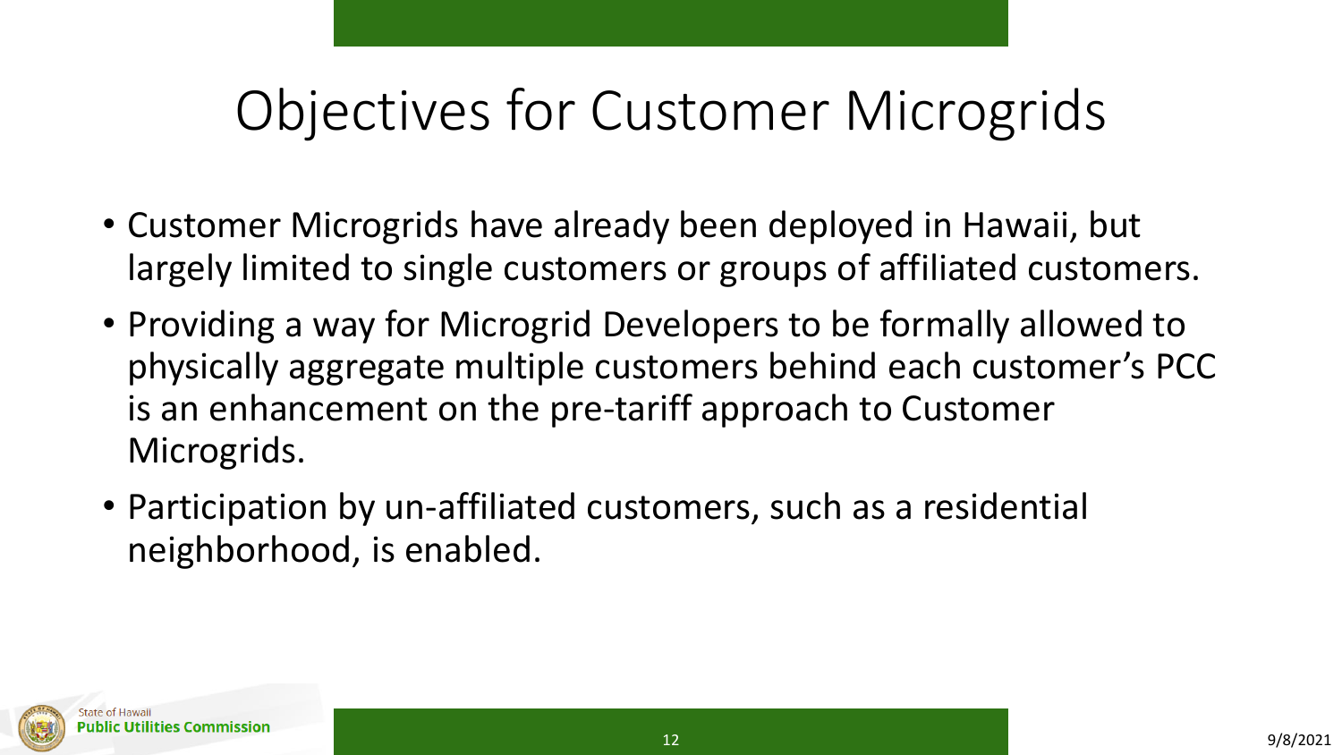# Objectives for Customer Microgrids

- Customer Microgrids have already been deployed in Hawaii, but largely limited to single customers or groups of affiliated customers.
- Providing a way for Microgrid Developers to be formally allowed to physically aggregate multiple customers behind each customer's PCC is an enhancement on the pre-tariff approach to Customer Microgrids.
- Participation by un-affiliated customers, such as a residential neighborhood, is enabled.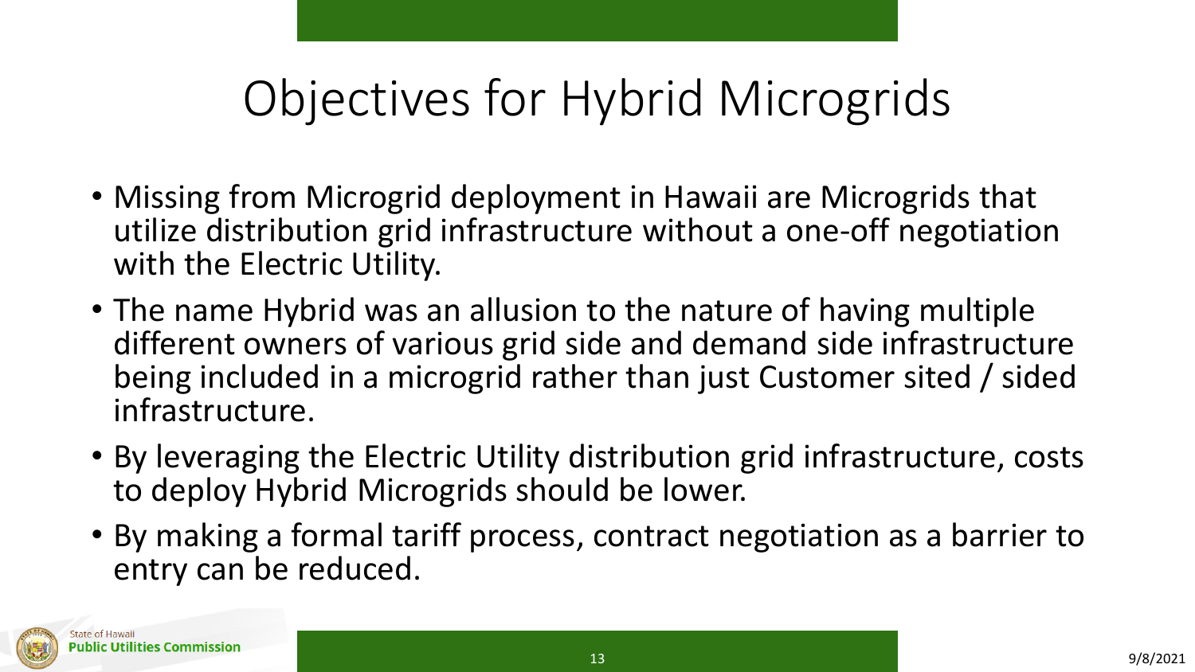# Objectives for Hybrid Microgrids

- Missing from Microgrid deployment in Hawaii are Microgrids that utilize distribution grid infrastructure without a one-off negotiation with the Electric Utility.
- The name Hybrid was an allusion to the nature of having multiple different owners of various grid side and demand side infrastructure being included in a microgrid rather than just Customer sited / sided infrastructure.
- By leveraging the Electric Utility distribution grid infrastructure, costs to deploy Hybrid Microgrids should be lower.
- By making a formal tariff process, contract negotiation as a barrier to entry can be reduced.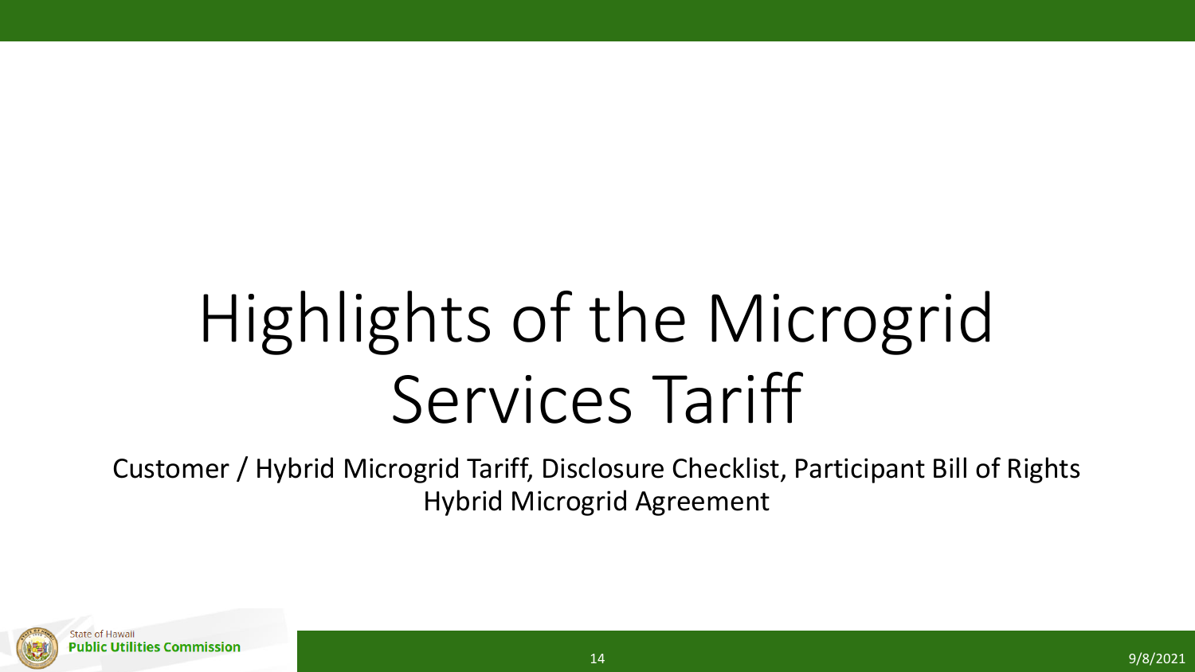# Highlights of the Microgrid Services Tariff

Customer / Hybrid Microgrid Tariff, Disclosure Checklist, Participant Bill of Rights
Hybrid Microgrid Agreement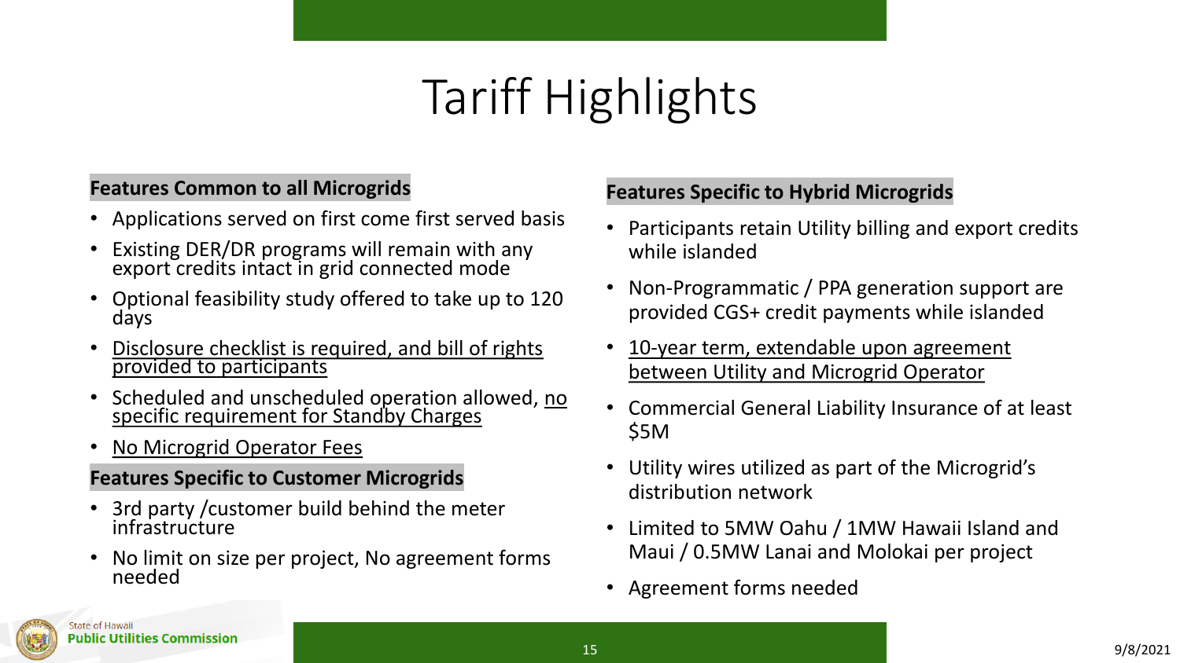# Tariff Highlights

### Features Common to all Microgrids

- Applications served on first come first served basis
- Existing DER/DR programs will remain with any export credits intact in grid connected mode
- Optional feasibility study offered to take up to 120 days
- <u>Disclosure checklist is required, and bill of rights provided to participants</u>
- Scheduled and unscheduled operation allowed, <u>no specific requirement for Standby Charges</u>
- <u>No Microgrid Operator Fees</u>

### Features Specific to Customer Microgrids

- 3rd party /customer build behind the meter infrastructure
- No limit on size per project, No agreement forms needed

### Features Specific to Hybrid Microgrids

- Participants retain Utility billing and export credits while islanded
- Non-Programmatic / PPA generation support are provided CGS+ credit payments while islanded
- <u>10-year term, extendable upon agreement between Utility and Microgrid Operator</u>
- Commercial General Liability Insurance of at least $5M
- Utility wires utilized as part of the Microgrid's distribution network
- Limited to 5MW Oahu / 1MW Hawaii Island and Maui / 0.5MW Lanai and Molokai per project
- Agreement forms needed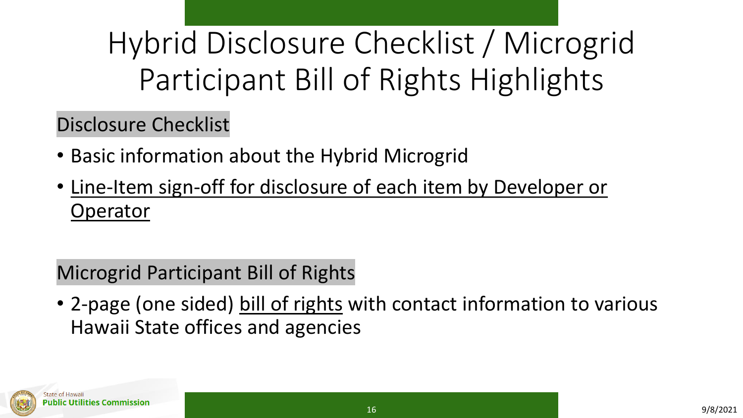# Hybrid Disclosure Checklist / Microgrid Participant Bill of Rights Highlights

## Disclosure Checklist

- Basic information about the Hybrid Microgrid
- Line-Item sign-off for disclosure of each item by Developer or Operator

## Microgrid Participant Bill of Rights

- 2-page (one sided) bill of rights with contact information to various Hawaii State offices and agencies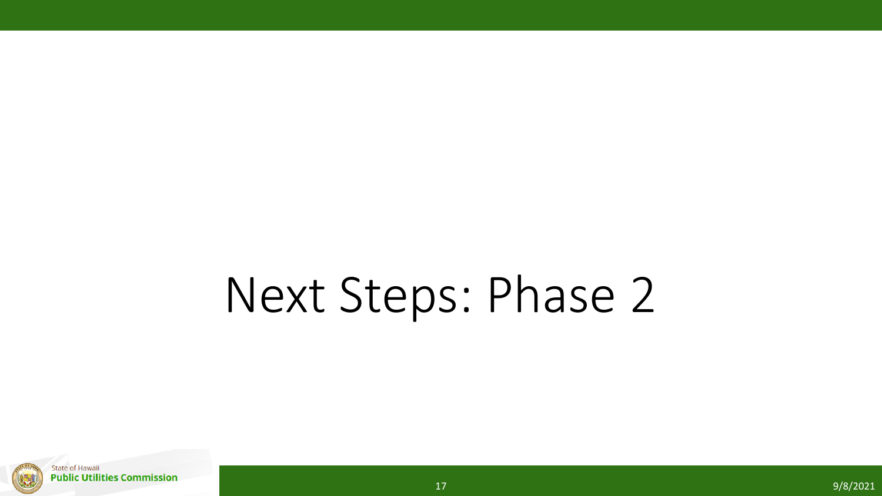# Next Steps: Phase 2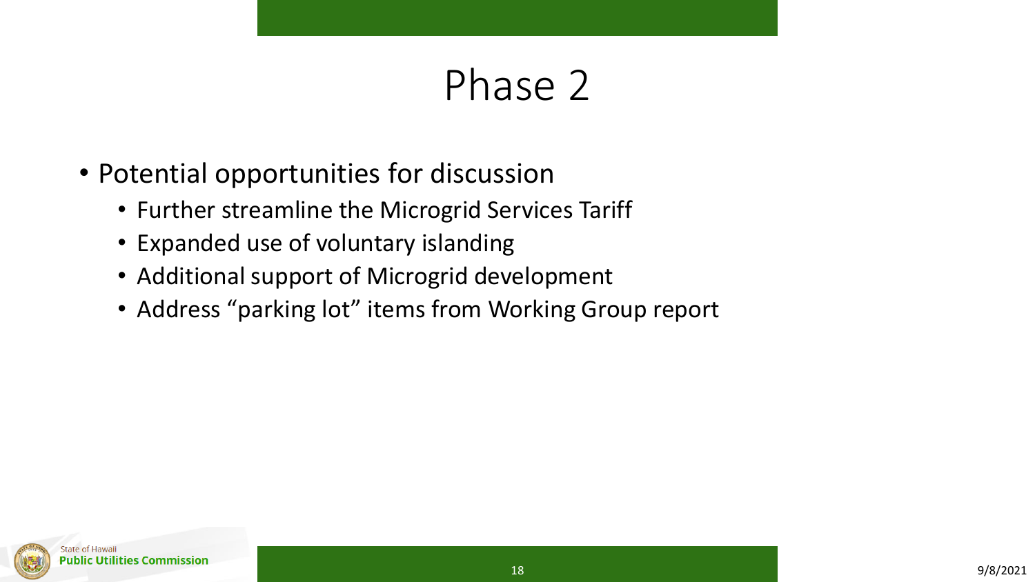# Phase 2

- Potential opportunities for discussion
  - Further streamline the Microgrid Services Tariff
  - Expanded use of voluntary islanding
  - Additional support of Microgrid development
  - Address "parking lot" items from Working Group report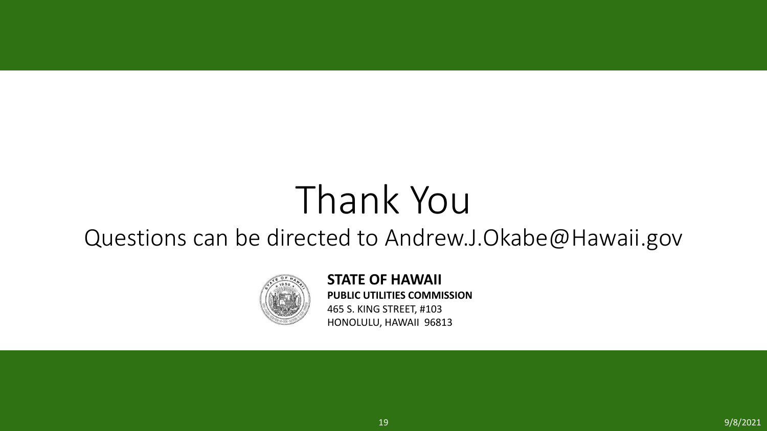# Thank You

Questions can be directed to Andrew.J.Okabe@Hawaii.gov

**STATE OF HAWAII**
**PUBLIC UTILITIES COMMISSION**
465 S. KING STREET, #103
HONOLULU, HAWAII 96813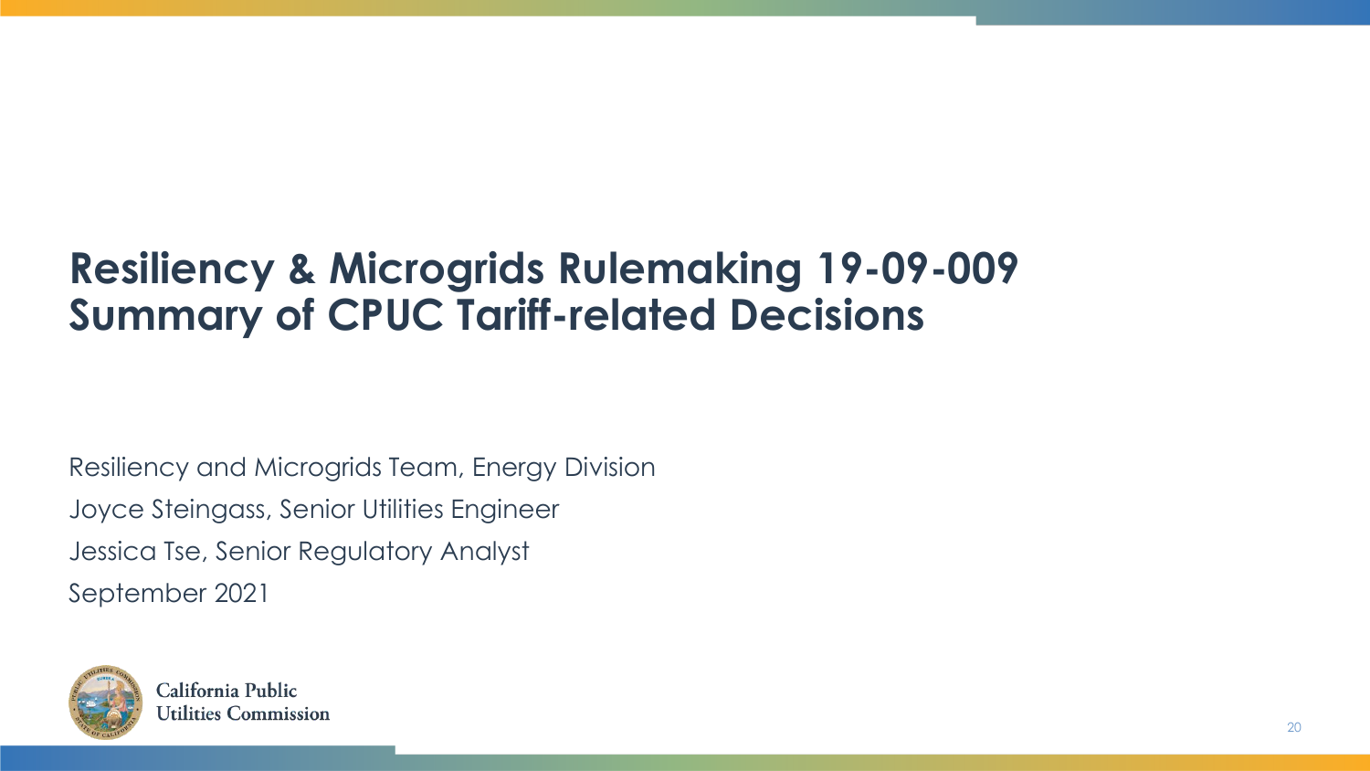# Resiliency & Microgrids Rulemaking 19-09-009
# Summary of CPUC Tariff-related Decisions

Resiliency and Microgrids Team, Energy Division

Joyce Steingass, Senior Utilities Engineer

Jessica Tse, Senior Regulatory Analyst

September 2021

California Public Utilities Commission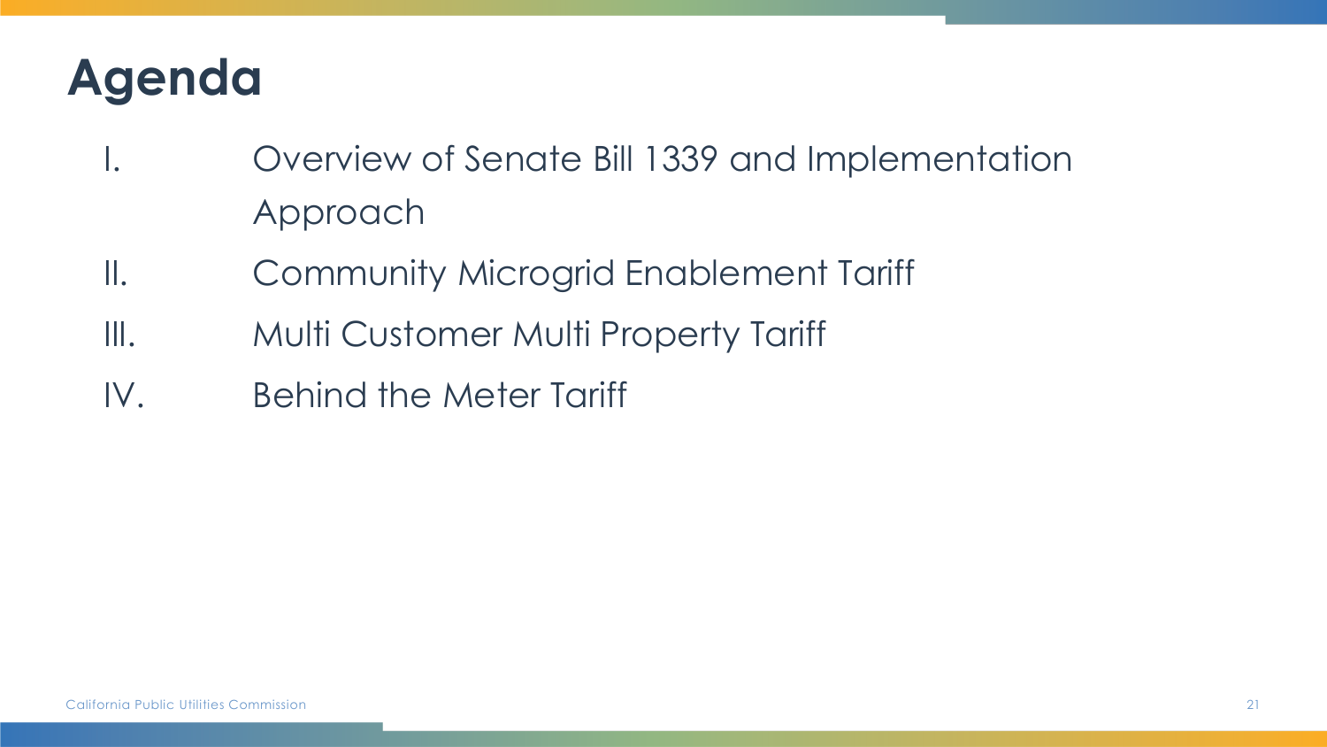# Agenda

I. Overview of Senate Bill 1339 and Implementation Approach

II. Community Microgrid Enablement Tariff

III. Multi Customer Multi Property Tariff

IV. Behind the Meter Tariff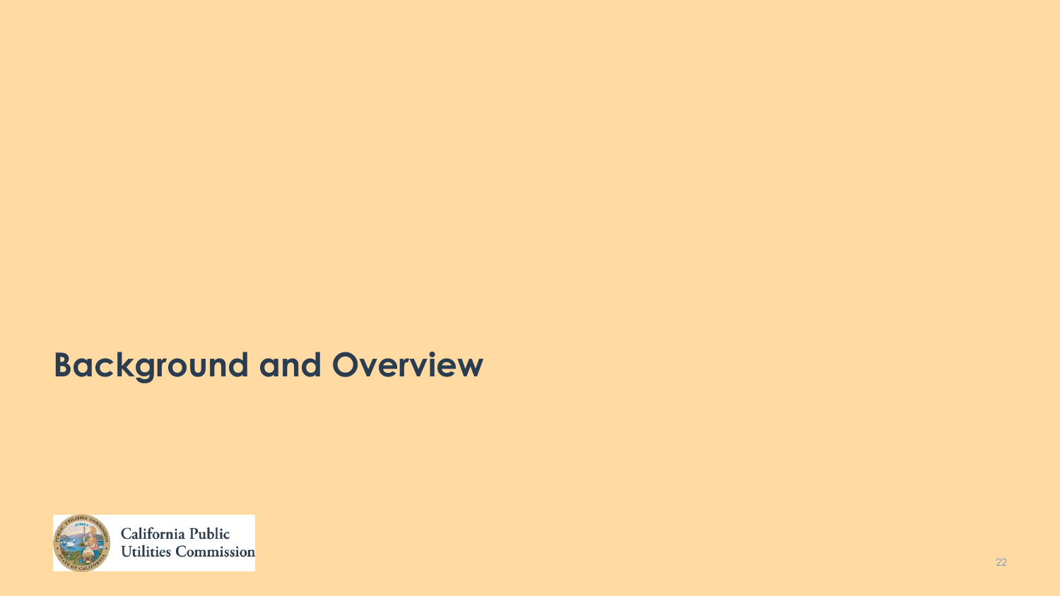# Background and Overview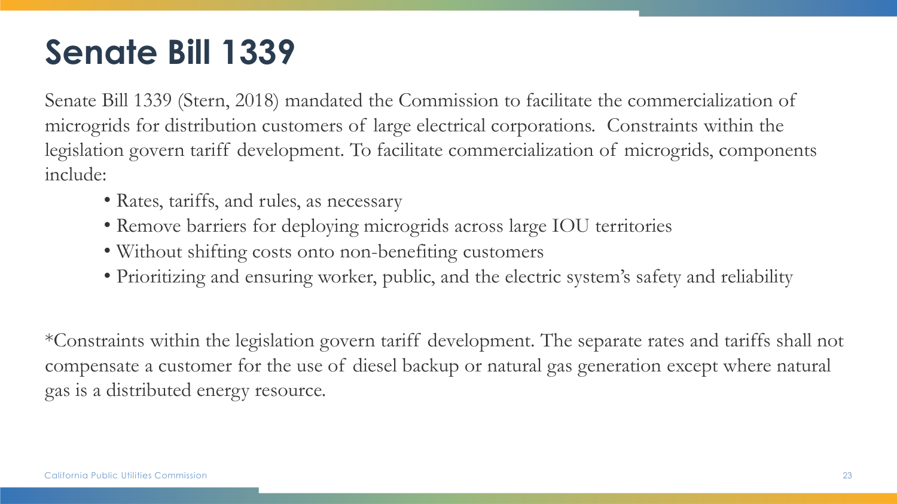# Senate Bill 1339

Senate Bill 1339 (Stern, 2018) mandated the Commission to facilitate the commercialization of microgrids for distribution customers of large electrical corporations. Constraints within the legislation govern tariff development. To facilitate commercialization of microgrids, components include:

- Rates, tariffs, and rules, as necessary
- Remove barriers for deploying microgrids across large IOU territories
- Without shifting costs onto non-benefiting customers
- Prioritizing and ensuring worker, public, and the electric system's safety and reliability

*Constraints within the legislation govern tariff development. The separate rates and tariffs shall not compensate a customer for the use of diesel backup or natural gas generation except where natural gas is a distributed energy resource.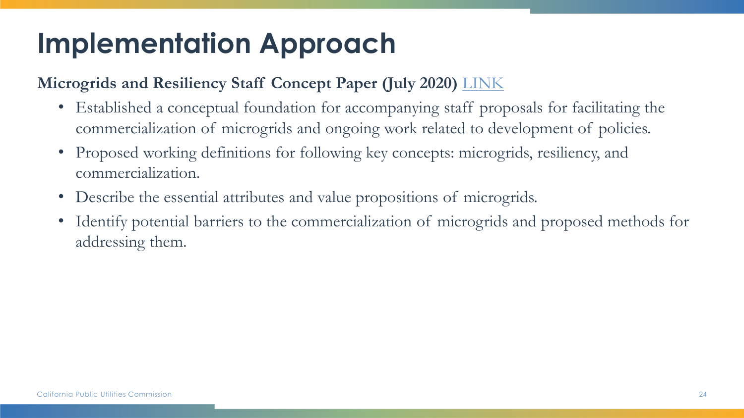# Implementation Approach

**Microgrids and Resiliency Staff Concept Paper (July 2020)** LINK

- Established a conceptual foundation for accompanying staff proposals for facilitating the commercialization of microgrids and ongoing work related to development of policies.
- Proposed working definitions for following key concepts: microgrids, resiliency, and commercialization.
- Describe the essential attributes and value propositions of microgrids.
- Identify potential barriers to the commercialization of microgrids and proposed methods for addressing them.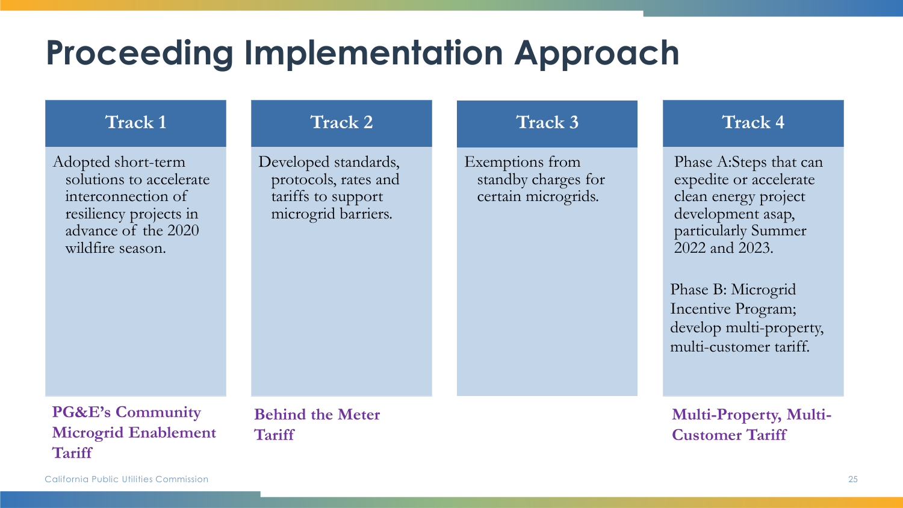# Proceeding Implementation Approach

| Track 1 | Track 2 | Track 3 | Track 4 |
| --- | --- | --- | --- |
| Adopted short-term solutions to accelerate interconnection of resiliency projects in advance of the 2020 wildfire season. | Developed standards, protocols, rates and tariffs to support microgrid barriers. | Exemptions from standby charges for certain microgrids. | Phase A:Steps that can expedite or accelerate clean energy project development asap, particularly Summer 2022 and 2023.<br><br>Phase B: Microgrid Incentive Program; develop multi-property, multi-customer tariff. |
| **PG&E's Community Microgrid Enablement Tariff** | **Behind the Meter Tariff** | | **Multi-Property, Multi-Customer Tariff** |

California Public Utilities Commission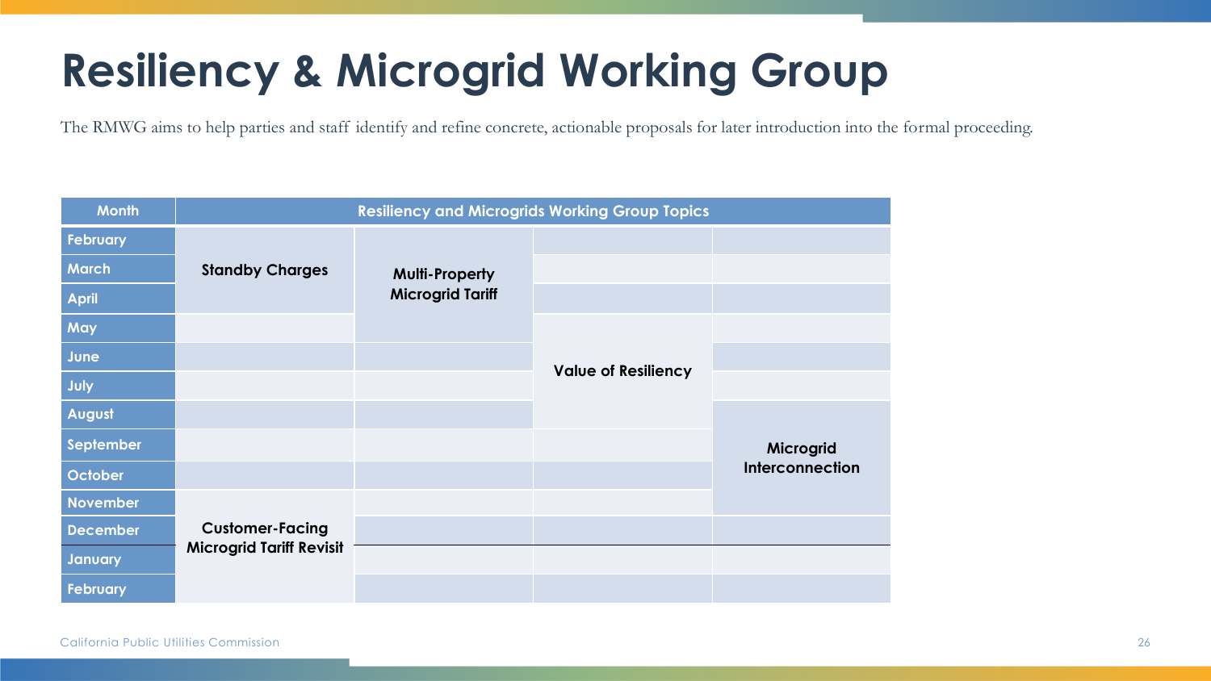# Resiliency & Microgrid Working Group

The RMWG aims to help parties and staff identify and refine concrete, actionable proposals for later introduction into the formal proceeding.

| Month | Resiliency and Microgrids Working Group Topics | | | |
|---|---|---|---|---|
| February | **Standby Charges** | **Multi-Property Microgrid Tariff** | | |
| March | | | | |
| April | | | | |
| May | | | **Value of Resiliency** | |
| June | | | | |
| July | | | | |
| August | | | | **Microgrid Interconnection** |
| September | | | | |
| October | | | | |
| November | **Customer-Facing Microgrid Tariff Revisit** | | | |
| December | | | | |
| January | | | | |
| February | | | | |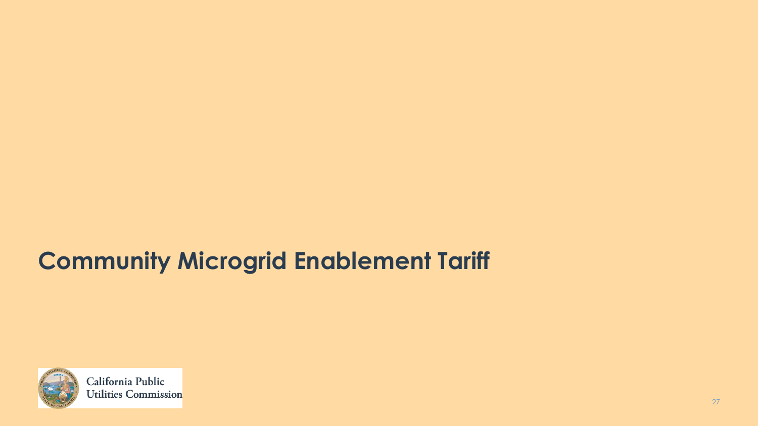# Community Microgrid Enablement Tariff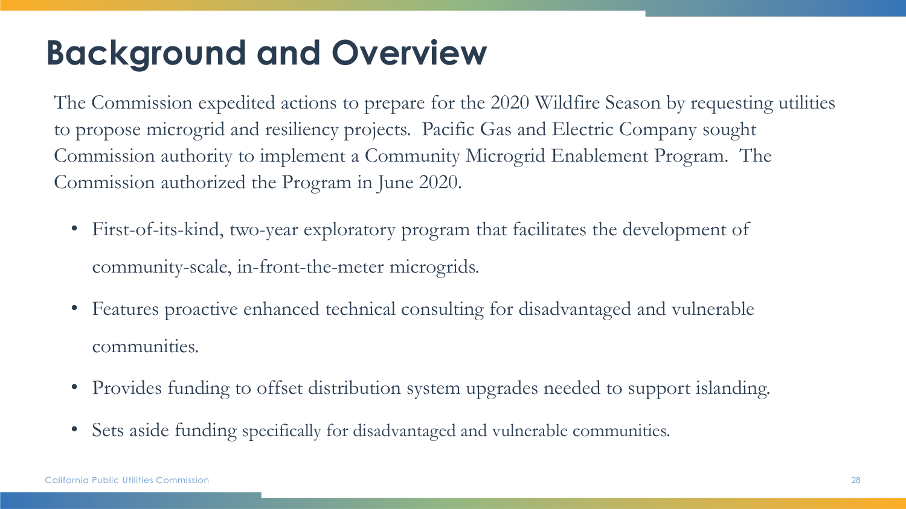# Background and Overview

The Commission expedited actions to prepare for the 2020 Wildfire Season by requesting utilities to propose microgrid and resiliency projects. Pacific Gas and Electric Company sought Commission authority to implement a Community Microgrid Enablement Program. The Commission authorized the Program in June 2020.

- First-of-its-kind, two-year exploratory program that facilitates the development of community-scale, in-front-the-meter microgrids.
- Features proactive enhanced technical consulting for disadvantaged and vulnerable communities.
- Provides funding to offset distribution system upgrades needed to support islanding.
- Sets aside funding specifically for disadvantaged and vulnerable communities.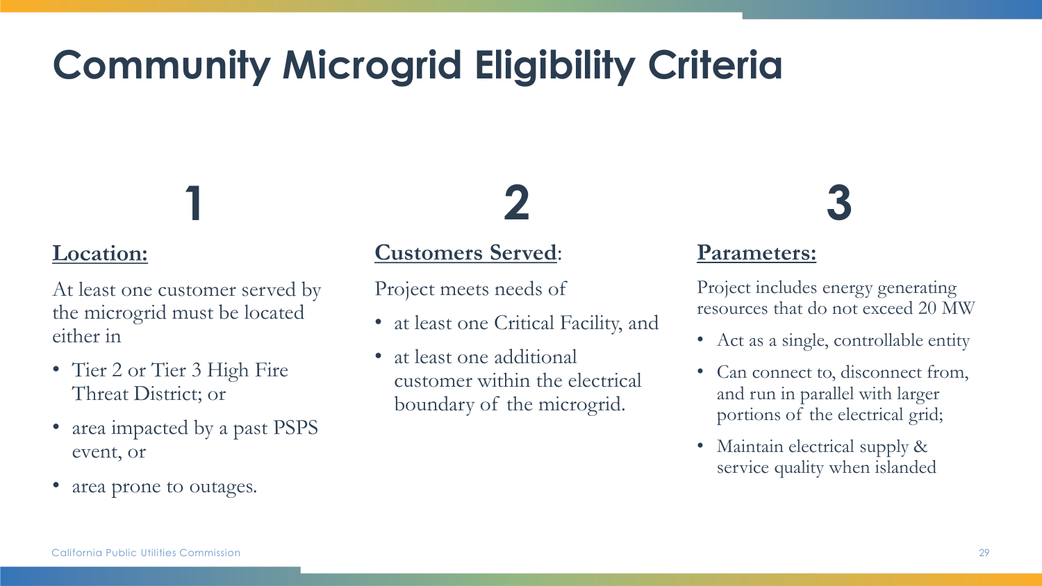# Community Microgrid Eligibility Criteria

## 1

**Location:**

At least one customer served by the microgrid must be located either in

- Tier 2 or Tier 3 High Fire Threat District; or
- area impacted by a past PSPS event, or
- area prone to outages.

## 2

**Customers Served**:

Project meets needs of

- at least one Critical Facility, and
- at least one additional customer within the electrical boundary of the microgrid.

## 3

**Parameters:**

Project includes energy generating resources that do not exceed 20 MW

- Act as a single, controllable entity
- Can connect to, disconnect from, and run in parallel with larger portions of the electrical grid;
- Maintain electrical supply & service quality when islanded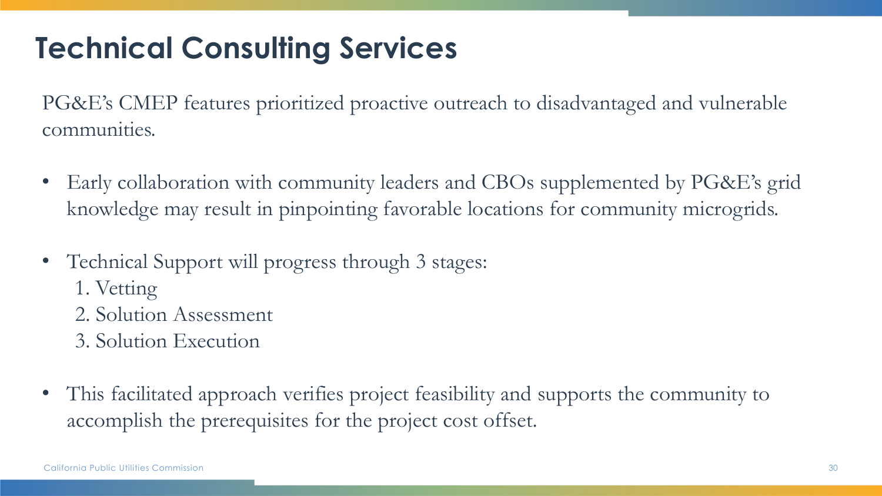# Technical Consulting Services

PG&E's CMEP features prioritized proactive outreach to disadvantaged and vulnerable communities.

- Early collaboration with community leaders and CBOs supplemented by PG&E's grid knowledge may result in pinpointing favorable locations for community microgrids.
- Technical Support will progress through 3 stages:
  1. Vetting
  2. Solution Assessment
  3. Solution Execution
- This facilitated approach verifies project feasibility and supports the community to accomplish the prerequisites for the project cost offset.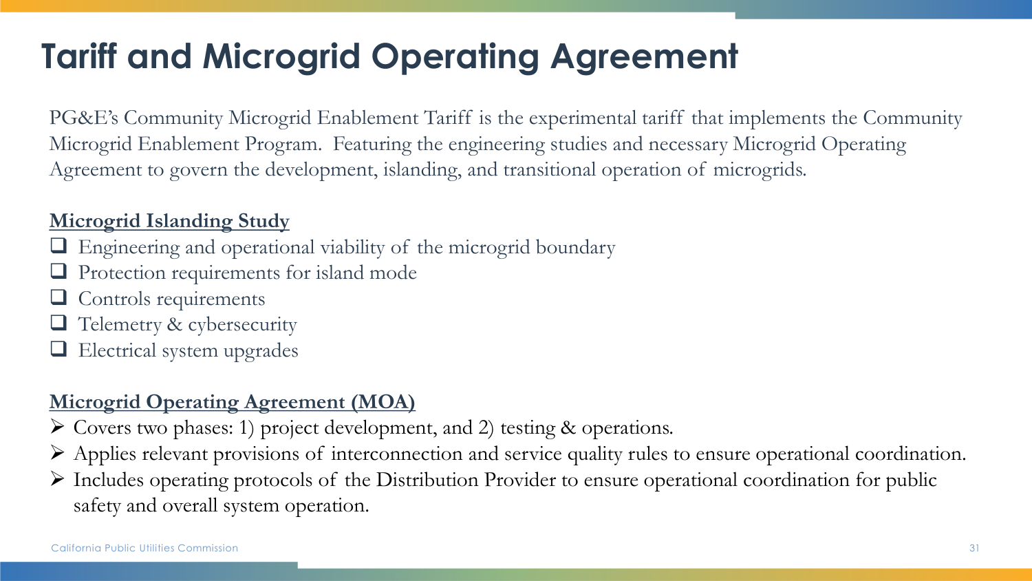# Tariff and Microgrid Operating Agreement

PG&E's Community Microgrid Enablement Tariff is the experimental tariff that implements the Community Microgrid Enablement Program. Featuring the engineering studies and necessary Microgrid Operating Agreement to govern the development, islanding, and transitional operation of microgrids.

**Microgrid Islanding Study**

- ❑ Engineering and operational viability of the microgrid boundary
- ❑ Protection requirements for island mode
- ❑ Controls requirements
- ❑ Telemetry & cybersecurity
- ❑ Electrical system upgrades

**Microgrid Operating Agreement (MOA)**

- ➢ Covers two phases: 1) project development, and 2) testing & operations.
- ➢ Applies relevant provisions of interconnection and service quality rules to ensure operational coordination.
- ➢ Includes operating protocols of the Distribution Provider to ensure operational coordination for public safety and overall system operation.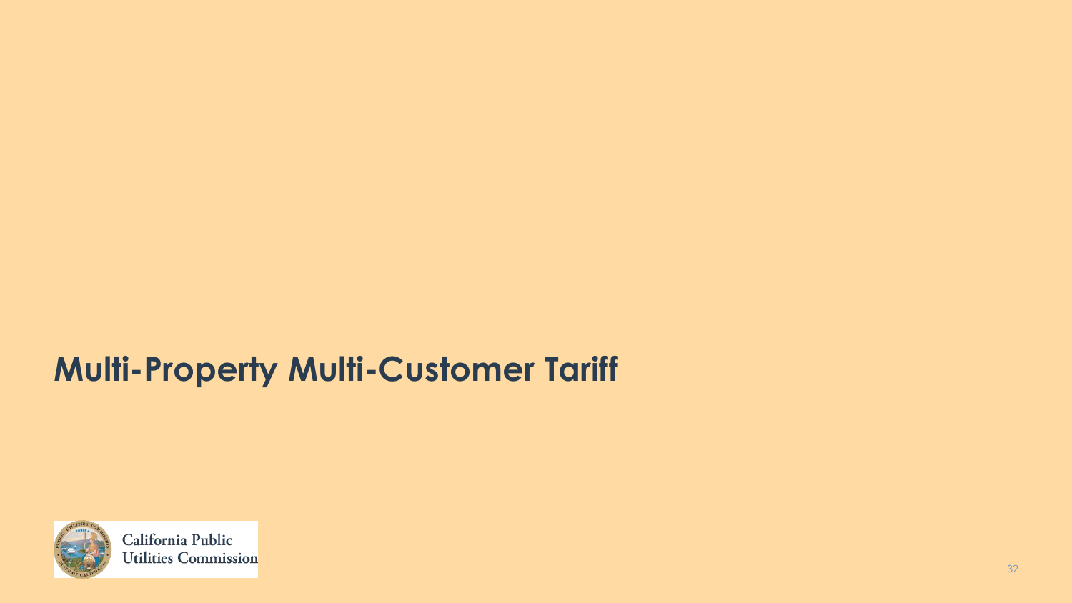# Multi-Property Multi-Customer Tariff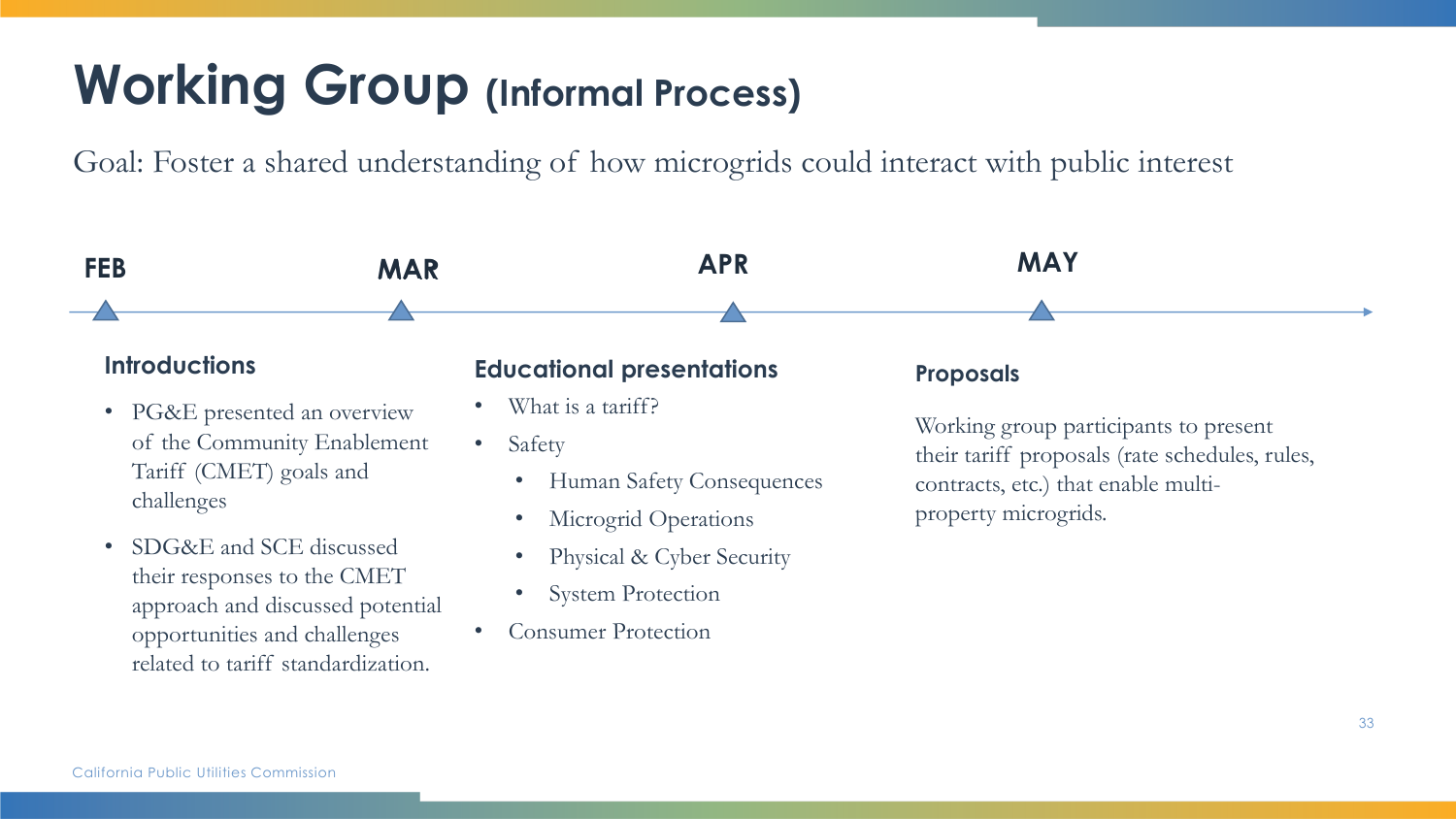# Working Group (Informal Process)

Goal: Foster a shared understanding of how microgrids could interact with public interest

FEB — MAR — APR — MAY

### Introductions

- PG&E presented an overview of the Community Enablement Tariff (CMET) goals and challenges
- SDG&E and SCE discussed their responses to the CMET approach and discussed potential opportunities and challenges related to tariff standardization.

### Educational presentations

- What is a tariff?
- Safety
  - Human Safety Consequences
  - Microgrid Operations
  - Physical & Cyber Security
  - System Protection
- Consumer Protection

### Proposals

Working group participants to present their tariff proposals (rate schedules, rules, contracts, etc.) that enable multi-property microgrids.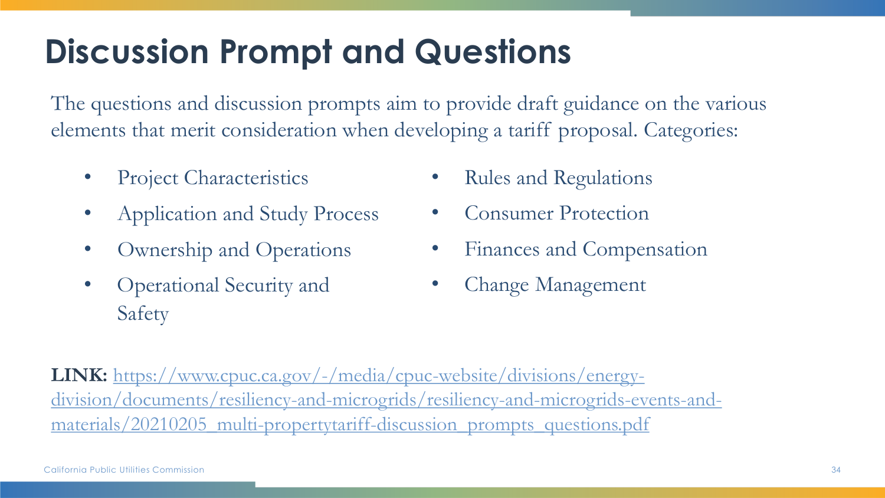# Discussion Prompt and Questions

The questions and discussion prompts aim to provide draft guidance on the various elements that merit consideration when developing a tariff proposal. Categories:

- Project Characteristics
- Application and Study Process
- Ownership and Operations
- Operational Security and Safety
- Rules and Regulations
- Consumer Protection
- Finances and Compensation
- Change Management

**LINK:** https://www.cpuc.ca.gov/-/media/cpuc-website/divisions/energy-division/documents/resiliency-and-microgrids/resiliency-and-microgrids-events-and-materials/20210205_multi-propertytariff-discussion_prompts_questions.pdf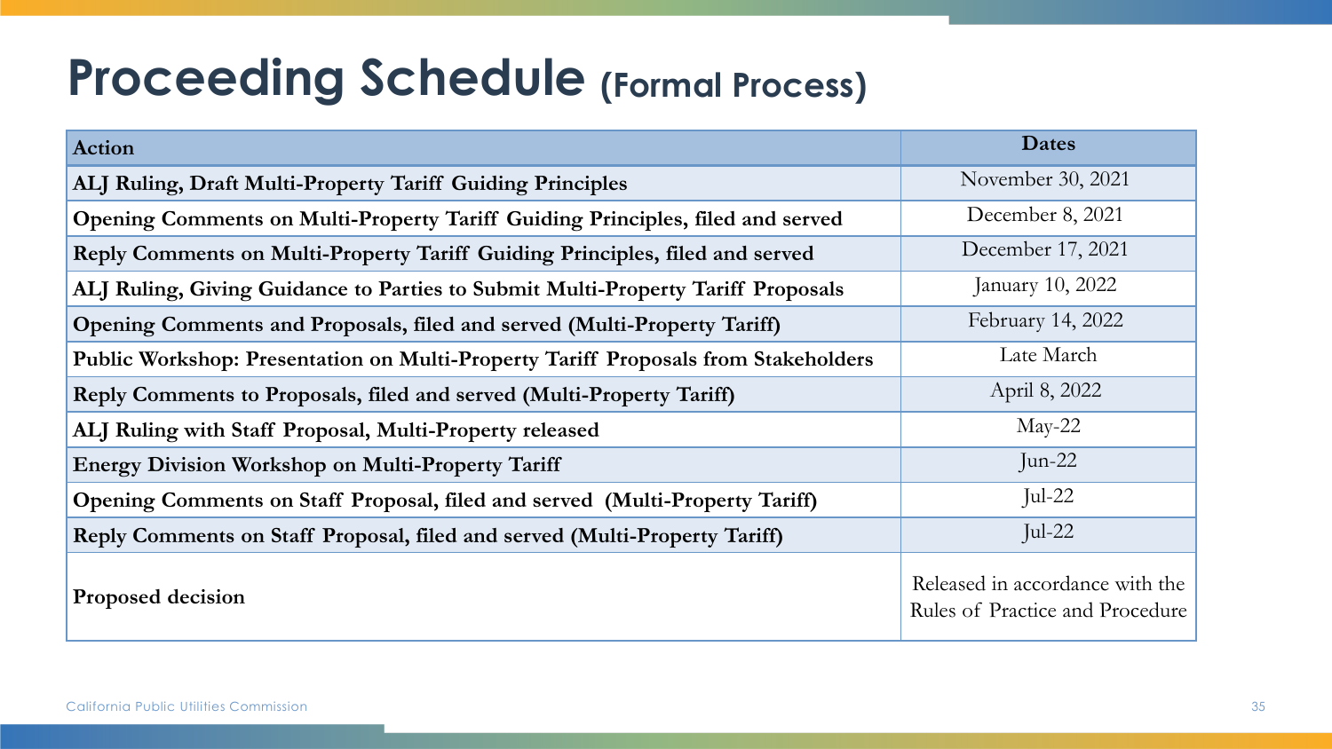# Proceeding Schedule (Formal Process)

| Action | Dates |
|---|---|
| ALJ Ruling, Draft Multi-Property Tariff Guiding Principles | November 30, 2021 |
| Opening Comments on Multi-Property Tariff Guiding Principles, filed and served | December 8, 2021 |
| Reply Comments on Multi-Property Tariff Guiding Principles, filed and served | December 17, 2021 |
| ALJ Ruling, Giving Guidance to Parties to Submit Multi-Property Tariff Proposals | January 10, 2022 |
| Opening Comments and Proposals, filed and served (Multi-Property Tariff) | February 14, 2022 |
| Public Workshop: Presentation on Multi-Property Tariff Proposals from Stakeholders | Late March |
| Reply Comments to Proposals, filed and served (Multi-Property Tariff) | April 8, 2022 |
| ALJ Ruling with Staff Proposal, Multi-Property released | May-22 |
| Energy Division Workshop on Multi-Property Tariff | Jun-22 |
| Opening Comments on Staff Proposal, filed and served (Multi-Property Tariff) | Jul-22 |
| Reply Comments on Staff Proposal, filed and served (Multi-Property Tariff) | Jul-22 |
| Proposed decision | Released in accordance with the Rules of Practice and Procedure |

California Public Utilities Commission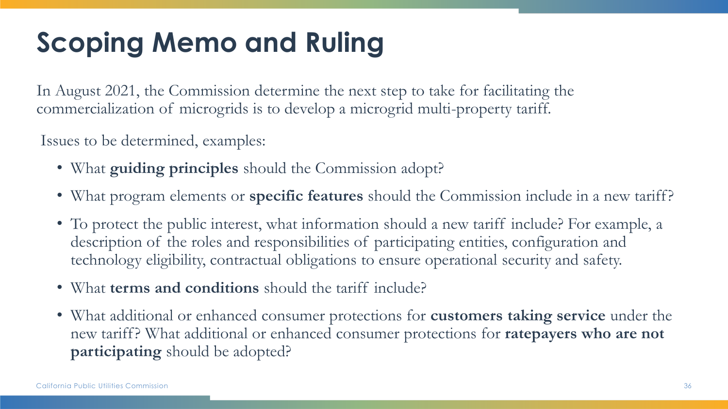# Scoping Memo and Ruling

In August 2021, the Commission determine the next step to take for facilitating the commercialization of microgrids is to develop a microgrid multi-property tariff.

Issues to be determined, examples:

- What **guiding principles** should the Commission adopt?
- What program elements or **specific features** should the Commission include in a new tariff?
- To protect the public interest, what information should a new tariff include? For example, a description of the roles and responsibilities of participating entities, configuration and technology eligibility, contractual obligations to ensure operational security and safety.
- What **terms and conditions** should the tariff include?
- What additional or enhanced consumer protections for **customers taking service** under the new tariff? What additional or enhanced consumer protections for **ratepayers who are not participating** should be adopted?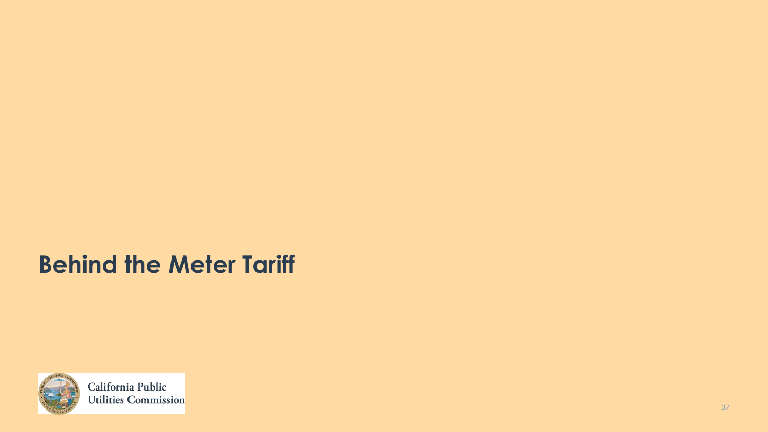# Behind the Meter Tariff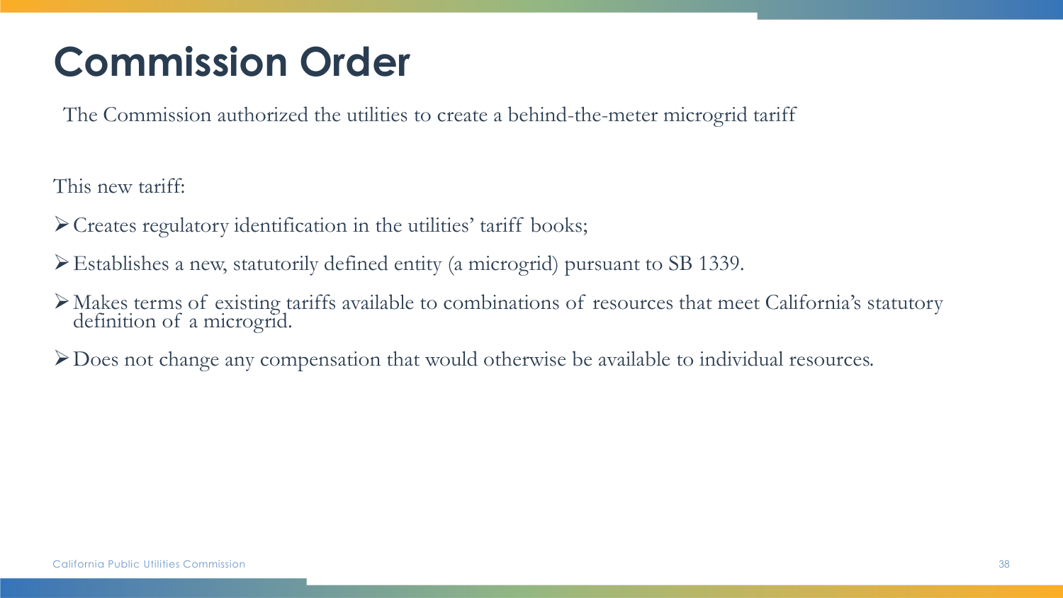# Commission Order

The Commission authorized the utilities to create a behind-the-meter microgrid tariff

This new tariff:

- Creates regulatory identification in the utilities' tariff books;
- Establishes a new, statutorily defined entity (a microgrid) pursuant to SB 1339.
- Makes terms of existing tariffs available to combinations of resources that meet California's statutory definition of a microgrid.
- Does not change any compensation that would otherwise be available to individual resources.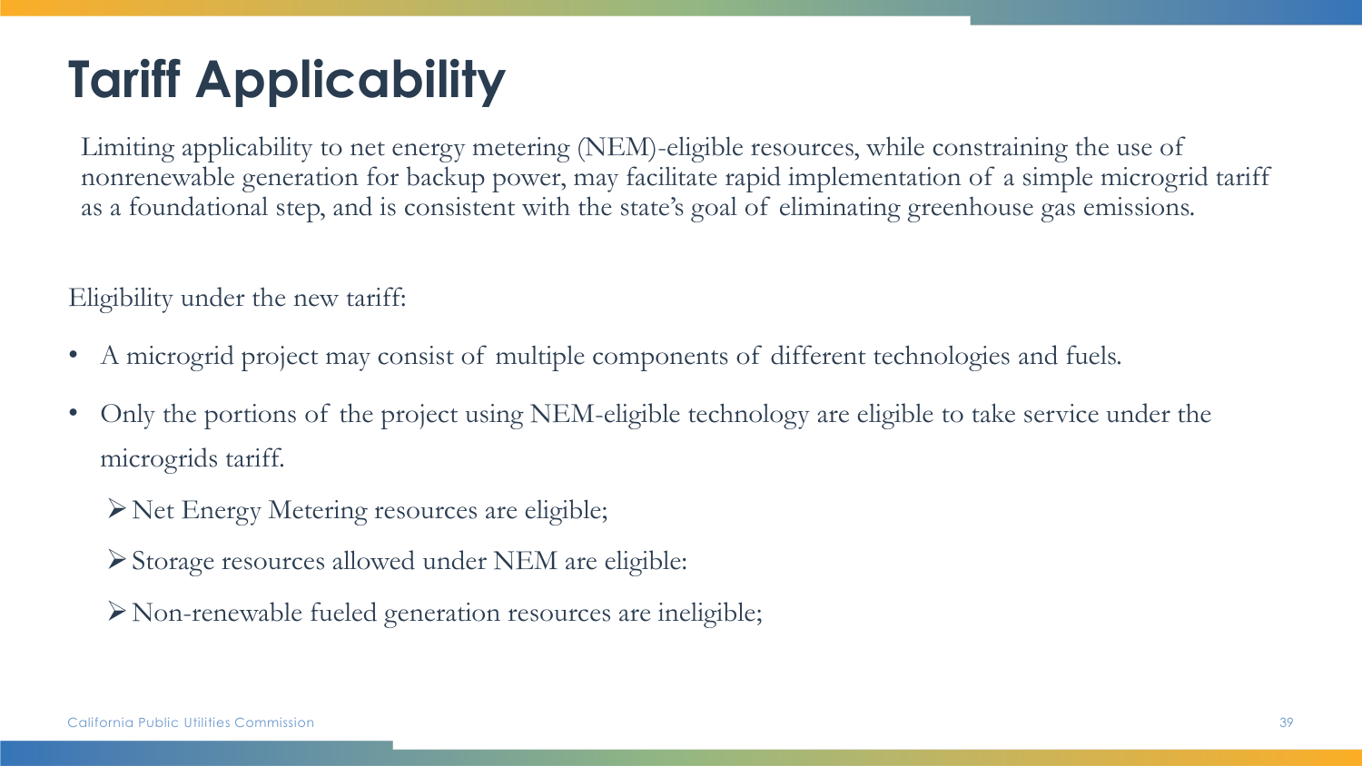# Tariff Applicability

Limiting applicability to net energy metering (NEM)-eligible resources, while constraining the use of nonrenewable generation for backup power, may facilitate rapid implementation of a simple microgrid tariff as a foundational step, and is consistent with the state's goal of eliminating greenhouse gas emissions.

Eligibility under the new tariff:

- A microgrid project may consist of multiple components of different technologies and fuels.
- Only the portions of the project using NEM-eligible technology are eligible to take service under the microgrids tariff.
  - Net Energy Metering resources are eligible;
  - Storage resources allowed under NEM are eligible:
  - Non-renewable fueled generation resources are ineligible;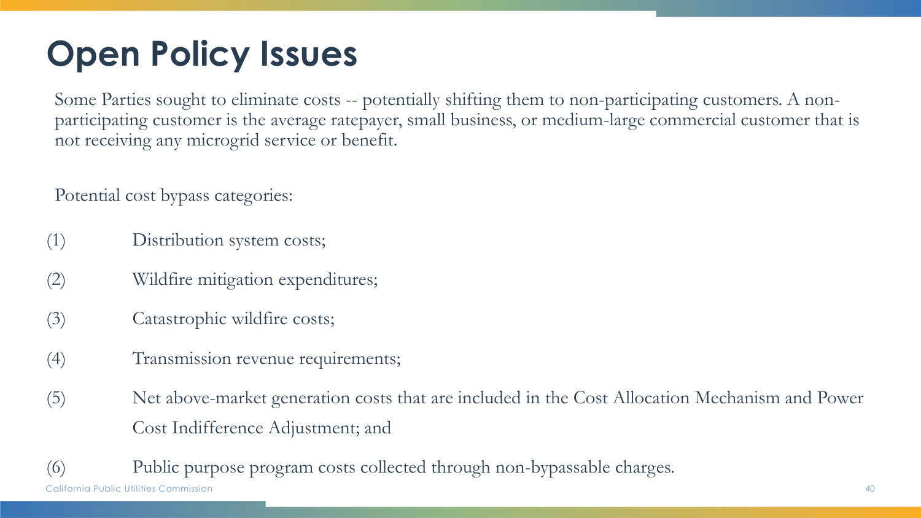# Open Policy Issues

Some Parties sought to eliminate costs -- potentially shifting them to non-participating customers. A non-participating customer is the average ratepayer, small business, or medium-large commercial customer that is not receiving any microgrid service or benefit.

Potential cost bypass categories:

(1) Distribution system costs;

(2) Wildfire mitigation expenditures;

(3) Catastrophic wildfire costs;

(4) Transmission revenue requirements;

(5) Net above-market generation costs that are included in the Cost Allocation Mechanism and Power Cost Indifference Adjustment; and

(6) Public purpose program costs collected through non-bypassable charges.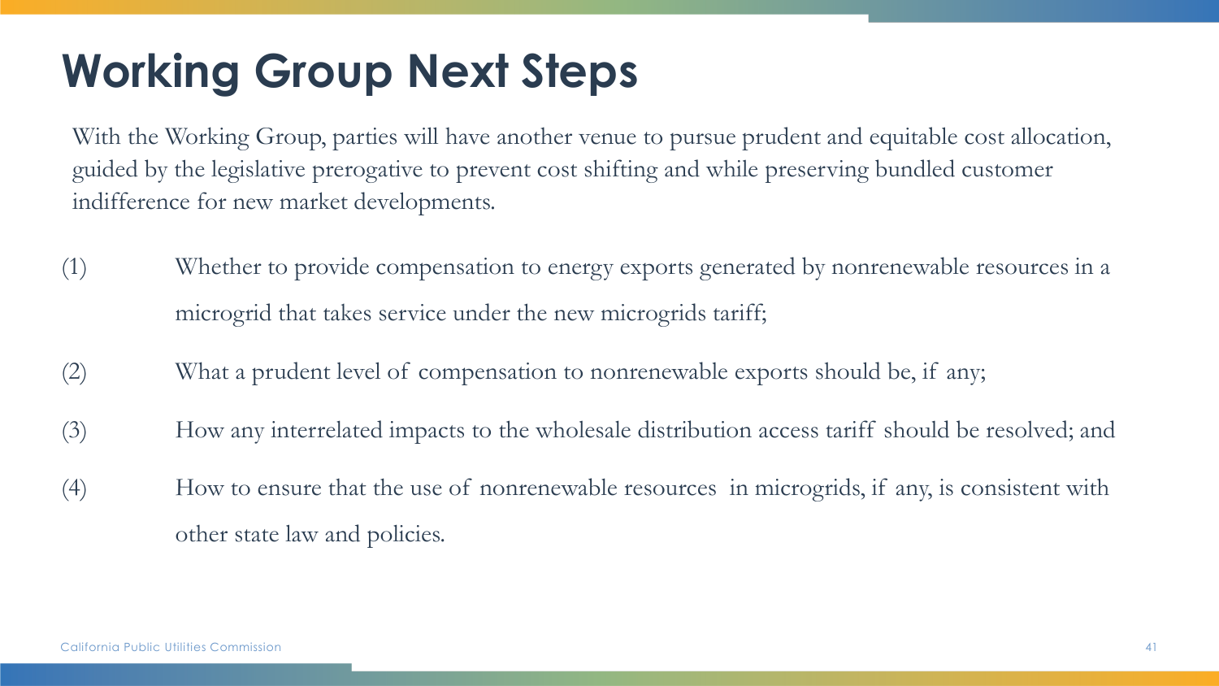# Working Group Next Steps

With the Working Group, parties will have another venue to pursue prudent and equitable cost allocation, guided by the legislative prerogative to prevent cost shifting and while preserving bundled customer indifference for new market developments.

(1) Whether to provide compensation to energy exports generated by nonrenewable resources in a microgrid that takes service under the new microgrids tariff;

(2) What a prudent level of compensation to nonrenewable exports should be, if any;

(3) How any interrelated impacts to the wholesale distribution access tariff should be resolved; and

(4) How to ensure that the use of nonrenewable resources in microgrids, if any, is consistent with other state law and policies.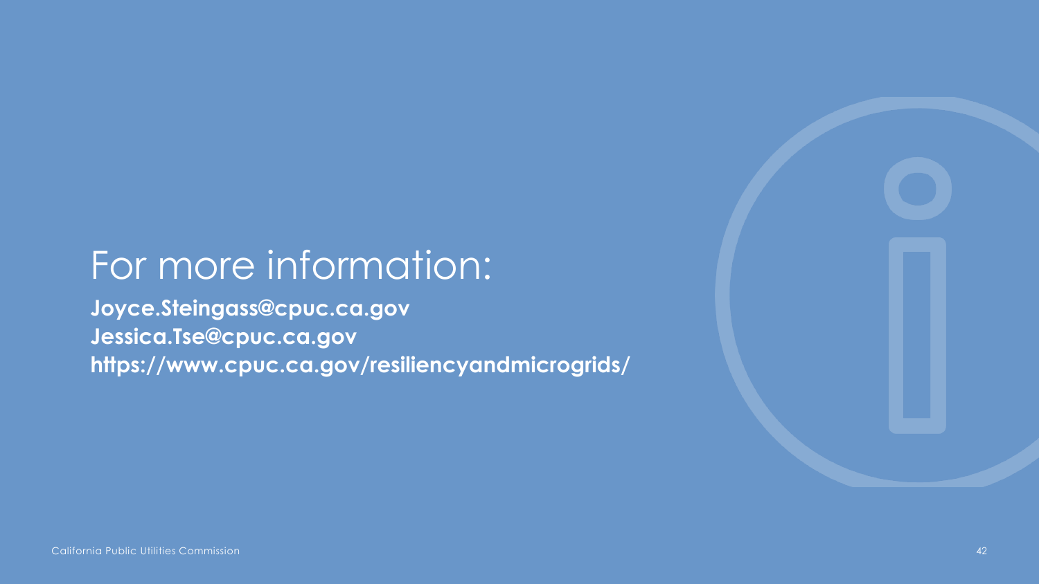# For more information:

**Joyce.Steingass@cpuc.ca.gov**
**Jessica.Tse@cpuc.ca.gov**
**https://www.cpuc.ca.gov/resiliencyandmicrogrids/**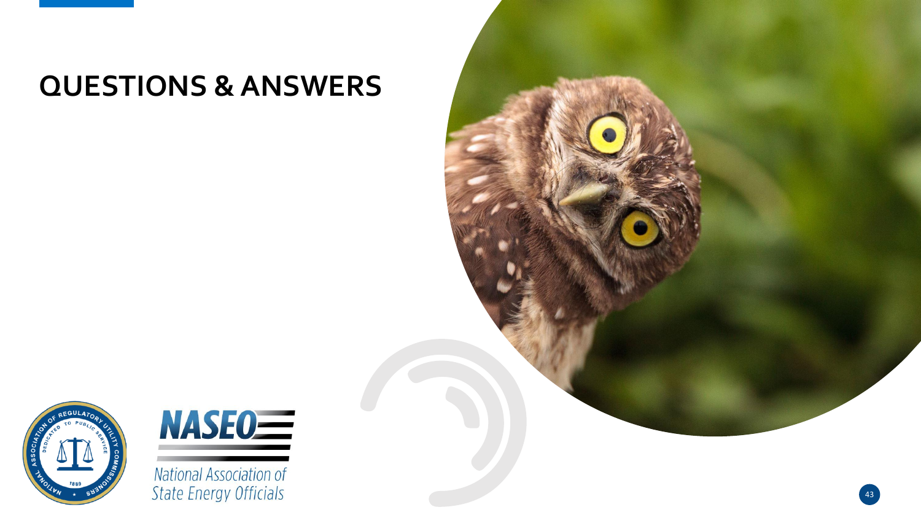# QUESTIONS & ANSWERS